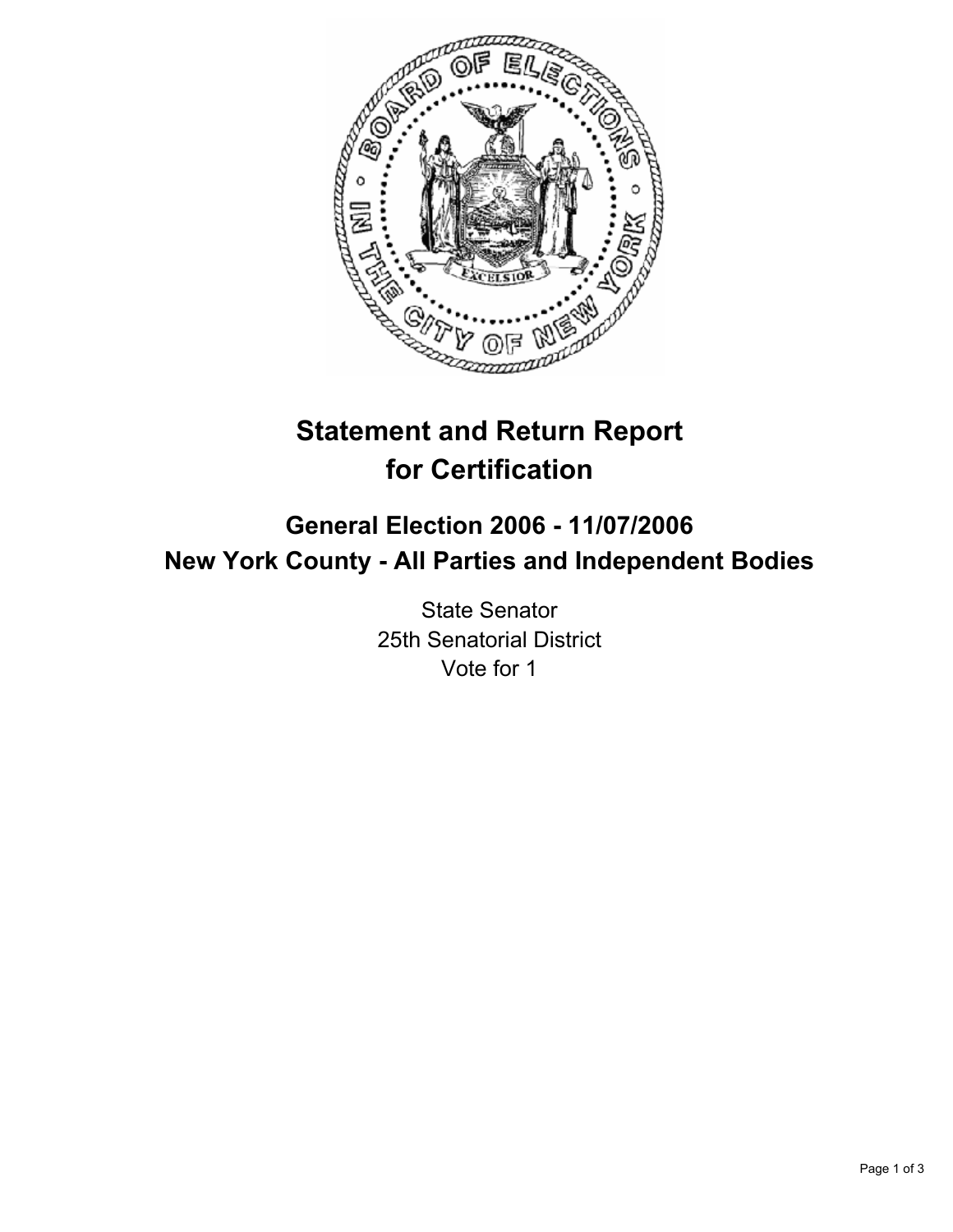# Statement and Return Report for Certification

## General Election 2006 - 11/07/2006
## New York County - All Parties and Independent Bodies

State Senator
25th Senatorial District
Vote for 1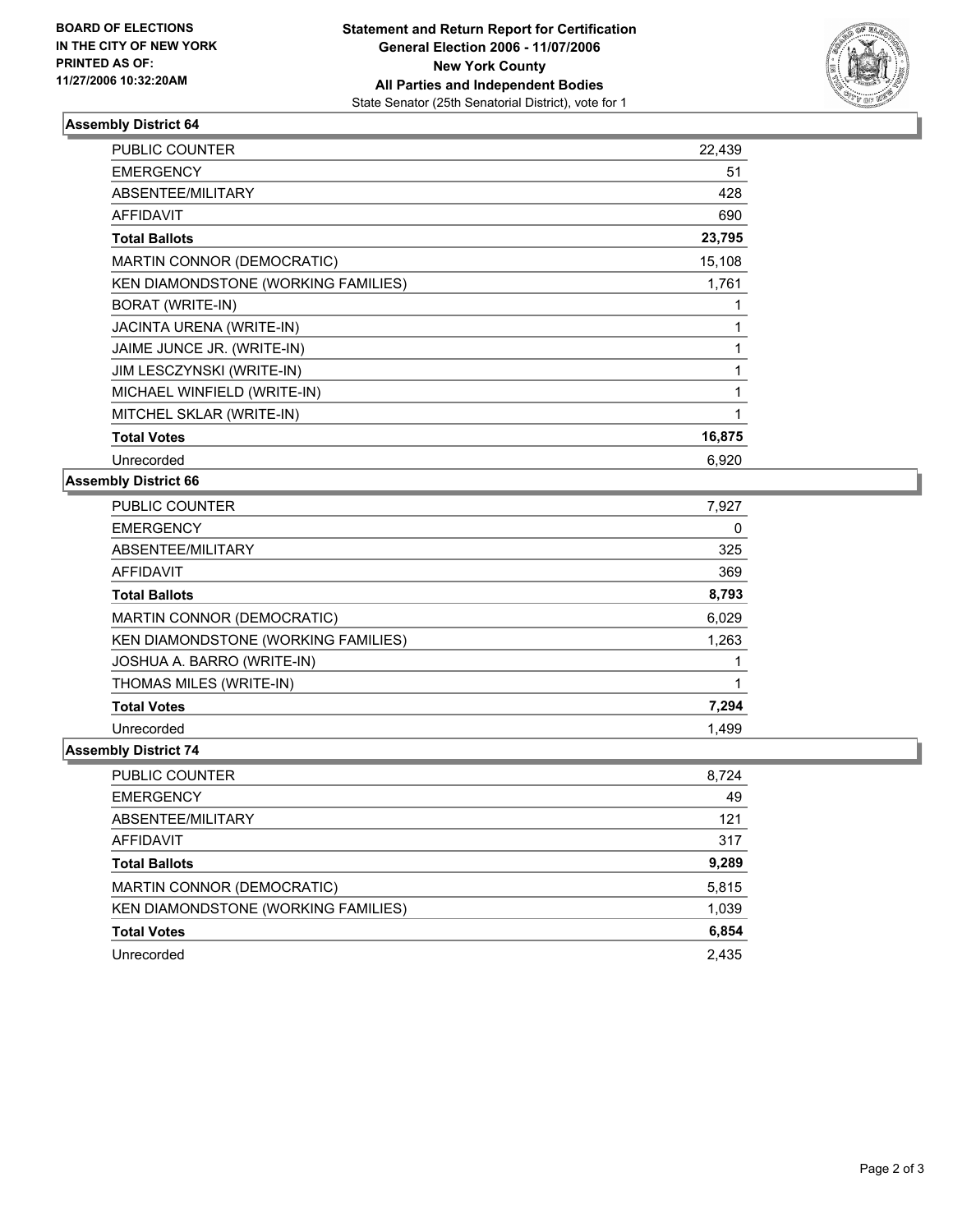**BOARD OF ELECTIONS IN THE CITY OF NEW YORK PRINTED AS OF: 11/27/2006 10:32:20AM**

# Statement and Return Report for Certification General Election 2006 - 11/07/2006 New York County All Parties and Independent Bodies

State Senator (25th Senatorial District), vote for 1

## Assembly District 64

| | |
|---|---|
| PUBLIC COUNTER | 22,439 |
| EMERGENCY | 51 |
| ABSENTEE/MILITARY | 428 |
| AFFIDAVIT | 690 |
| **Total Ballots** | **23,795** |
| MARTIN CONNOR (DEMOCRATIC) | 15,108 |
| KEN DIAMONDSTONE (WORKING FAMILIES) | 1,761 |
| BORAT (WRITE-IN) | 1 |
| JACINTA URENA (WRITE-IN) | 1 |
| JAIME JUNCE JR. (WRITE-IN) | 1 |
| JIM LESCZYNSKI (WRITE-IN) | 1 |
| MICHAEL WINFIELD (WRITE-IN) | 1 |
| MITCHEL SKLAR (WRITE-IN) | 1 |
| **Total Votes** | **16,875** |
| Unrecorded | 6,920 |

## Assembly District 66

| | |
|---|---|
| PUBLIC COUNTER | 7,927 |
| EMERGENCY | 0 |
| ABSENTEE/MILITARY | 325 |
| AFFIDAVIT | 369 |
| **Total Ballots** | **8,793** |
| MARTIN CONNOR (DEMOCRATIC) | 6,029 |
| KEN DIAMONDSTONE (WORKING FAMILIES) | 1,263 |
| JOSHUA A. BARRO (WRITE-IN) | 1 |
| THOMAS MILES (WRITE-IN) | 1 |
| **Total Votes** | **7,294** |
| Unrecorded | 1,499 |

## Assembly District 74

| | |
|---|---|
| PUBLIC COUNTER | 8,724 |
| EMERGENCY | 49 |
| ABSENTEE/MILITARY | 121 |
| AFFIDAVIT | 317 |
| **Total Ballots** | **9,289** |
| MARTIN CONNOR (DEMOCRATIC) | 5,815 |
| KEN DIAMONDSTONE (WORKING FAMILIES) | 1,039 |
| **Total Votes** | **6,854** |
| Unrecorded | 2,435 |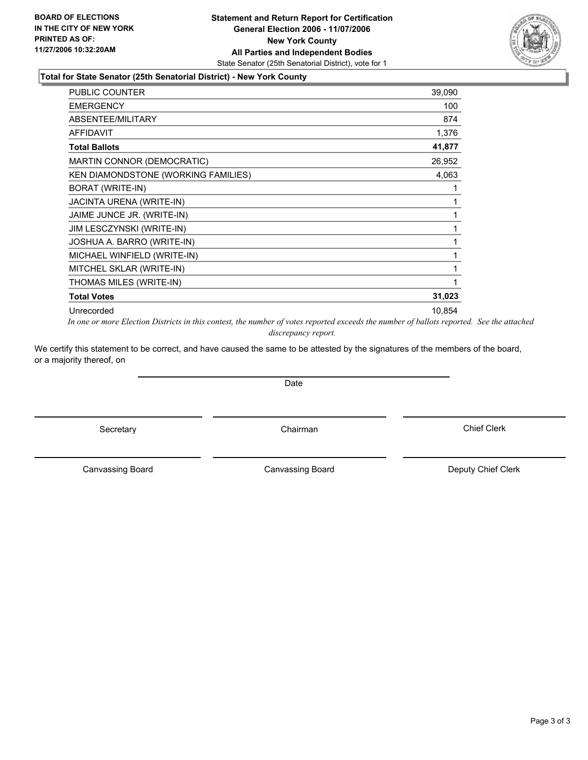**BOARD OF ELECTIONS IN THE CITY OF NEW YORK PRINTED AS OF: 11/27/2006 10:32:20AM**

**Statement and Return Report for Certification**
**General Election 2006 - 11/07/2006**
**New York County**
**All Parties and Independent Bodies**
State Senator (25th Senatorial District), vote for 1

**Total for State Senator (25th Senatorial District) - New York County**

| | |
|---|---|
| PUBLIC COUNTER | 39,090 |
| EMERGENCY | 100 |
| ABSENTEE/MILITARY | 874 |
| AFFIDAVIT | 1,376 |
| **Total Ballots** | **41,877** |
| MARTIN CONNOR (DEMOCRATIC) | 26,952 |
| KEN DIAMONDSTONE (WORKING FAMILIES) | 4,063 |
| BORAT (WRITE-IN) | 1 |
| JACINTA URENA (WRITE-IN) | 1 |
| JAIME JUNCE JR. (WRITE-IN) | 1 |
| JIM LESCZYNSKI (WRITE-IN) | 1 |
| JOSHUA A. BARRO (WRITE-IN) | 1 |
| MICHAEL WINFIELD (WRITE-IN) | 1 |
| MITCHEL SKLAR (WRITE-IN) | 1 |
| THOMAS MILES (WRITE-IN) | 1 |
| **Total Votes** | **31,023** |
| Unrecorded | 10,854 |

*In one or more Election Districts in this contest, the number of votes reported exceeds the number of ballots reported. See the attached discrepancy report.*

We certify this statement to be correct, and have caused the same to be attested by the signatures of the members of the board, or a majority thereof, on

Date

Secretary | Chairman | Chief Clerk

Canvassing Board | Canvassing Board | Deputy Chief Clerk